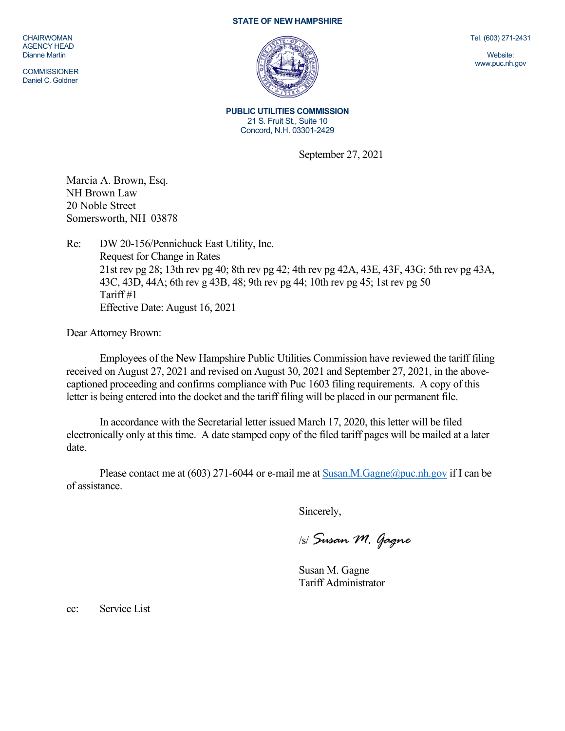CHAIRWOMAN
AGENCY HEAD
Dianne Martin

COMMISSIONER
Daniel C. Goldner

**STATE OF NEW HAMPSHIRE**

Tel. (603) 271-2431

Website:
www.puc.nh.gov

**PUBLIC UTILITIES COMMISSION**
21 S. Fruit St., Suite 10
Concord, N.H. 03301-2429

September 27, 2021

Marcia A. Brown, Esq.
NH Brown Law
20 Noble Street
Somersworth, NH 03878

Re: DW 20-156/Pennichuck East Utility, Inc.
Request for Change in Rates
21st rev pg 28; 13th rev pg 40; 8th rev pg 42; 4th rev pg 42A, 43E, 43F, 43G; 5th rev pg 43A, 43C, 43D, 44A; 6th rev g 43B, 48; 9th rev pg 44; 10th rev pg 45; 1st rev pg 50
Tariff #1
Effective Date: August 16, 2021

Dear Attorney Brown:

Employees of the New Hampshire Public Utilities Commission have reviewed the tariff filing received on August 27, 2021 and revised on August 30, 2021 and September 27, 2021, in the above-captioned proceeding and confirms compliance with Puc 1603 filing requirements. A copy of this letter is being entered into the docket and the tariff filing will be placed in our permanent file.

In accordance with the Secretarial letter issued March 17, 2020, this letter will be filed electronically only at this time. A date stamped copy of the filed tariff pages will be mailed at a later date.

Please contact me at (603) 271-6044 or e-mail me at Susan.M.Gagne@puc.nh.gov if I can be of assistance.

Sincerely,

/s/ *Susan M. Gagne*

Susan M. Gagne
Tariff Administrator

cc: Service List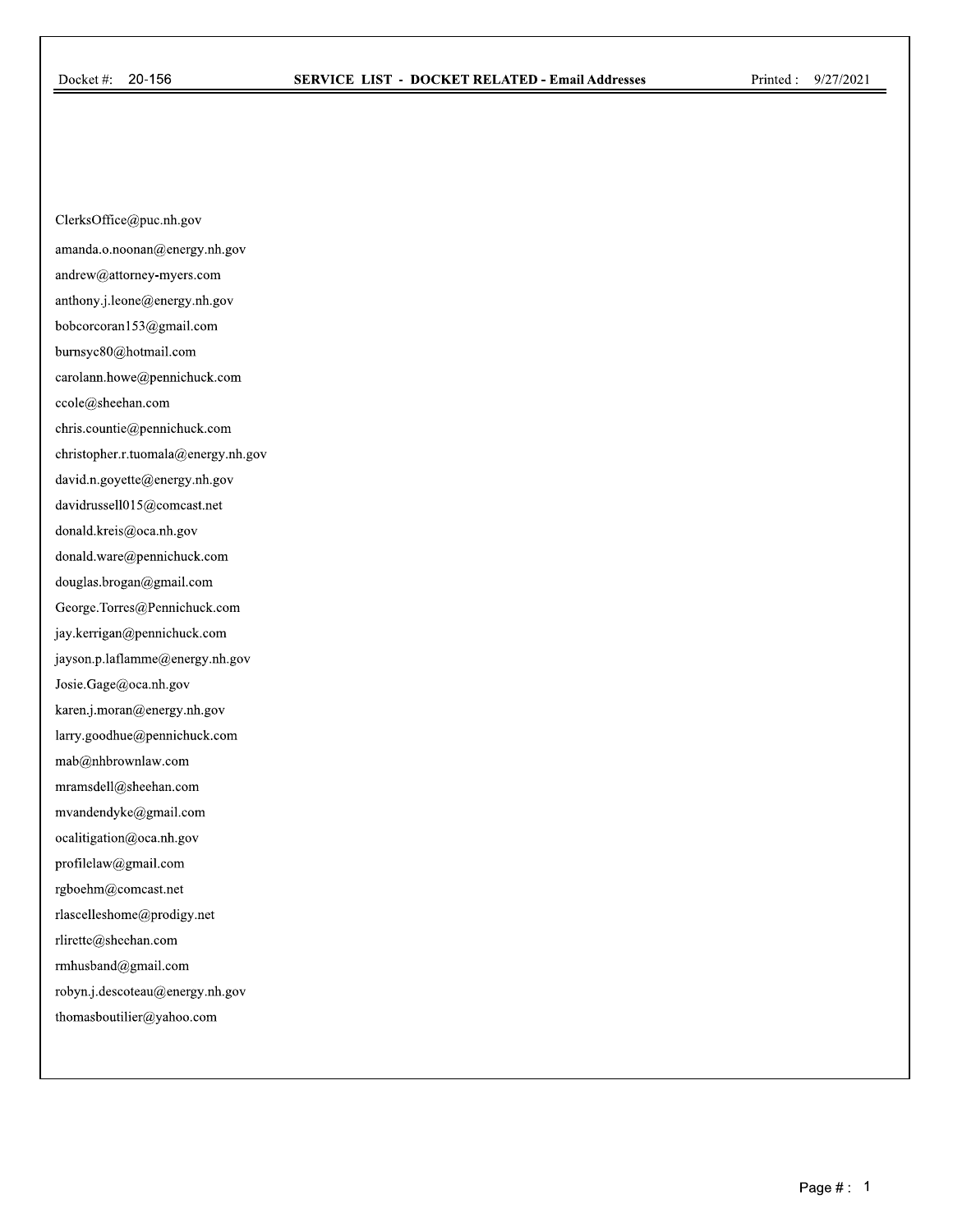Docket #: 20-156 **SERVICE LIST - DOCKET RELATED - Email Addresses** Printed : 9/27/2021

ClerksOffice@puc.nh.gov

amanda.o.noonan@energy.nh.gov

andrew@attorney-myers.com

anthony.j.leone@energy.nh.gov

bobcorcoran153@gmail.com

burnsyc80@hotmail.com

carolann.howe@pennichuck.com

ccole@sheehan.com

chris.countie@pennichuck.com

christopher.r.tuomala@energy.nh.gov

david.n.goyette@energy.nh.gov

davidrussell015@comcast.net

donald.kreis@oca.nh.gov

donald.ware@pennichuck.com

douglas.brogan@gmail.com

George.Torres@Pennichuck.com

jay.kerrigan@pennichuck.com

jayson.p.laflamme@energy.nh.gov

Josie.Gage@oca.nh.gov

karen.j.moran@energy.nh.gov

larry.goodhue@pennichuck.com

mab@nhbrownlaw.com

mramsdell@sheehan.com

mvandendyke@gmail.com

ocalitigation@oca.nh.gov

profilelaw@gmail.com

rgboehm@comcast.net

rlascelleshome@prodigy.net

rlirette@sheehan.com

rmhusband@gmail.com

robyn.j.descoteau@energy.nh.gov

thomasboutilier@yahoo.com